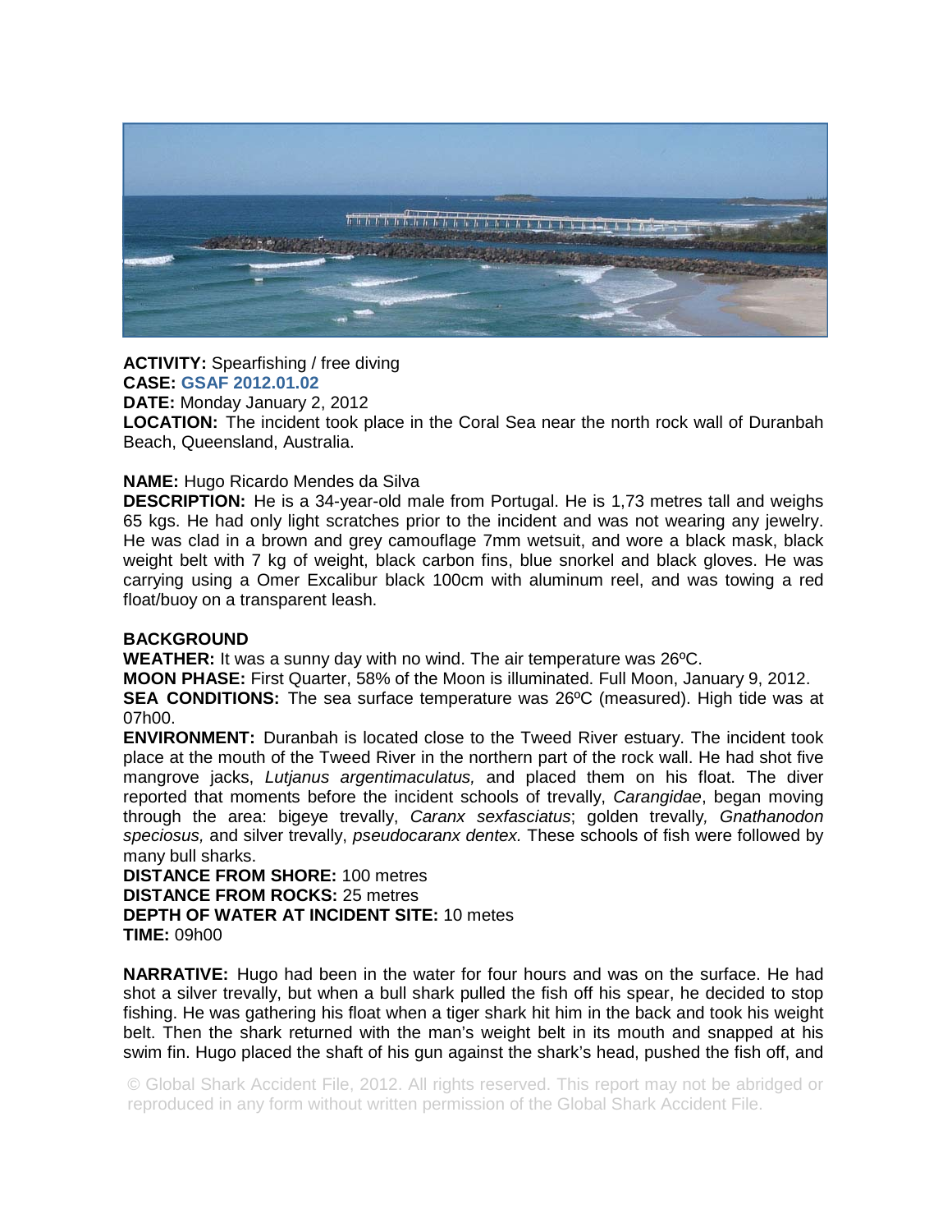**ACTIVITY:** Spearfishing / free diving
**CASE:** GSAF 2012.01.02
**DATE:** Monday January 2, 2012
**LOCATION:** The incident took place in the Coral Sea near the north rock wall of Duranbah Beach, Queensland, Australia.

**NAME:** Hugo Ricardo Mendes da Silva
**DESCRIPTION:** He is a 34-year-old male from Portugal. He is 1,73 metres tall and weighs 65 kgs. He had only light scratches prior to the incident and was not wearing any jewelry. He was clad in a brown and grey camouflage 7mm wetsuit, and wore a black mask, black weight belt with 7 kg of weight, black carbon fins, blue snorkel and black gloves. He was carrying using a Omer Excalibur black 100cm with aluminum reel, and was towing a red float/buoy on a transparent leash.

**BACKGROUND**
**WEATHER:** It was a sunny day with no wind. The air temperature was 26ºC.
**MOON PHASE:** First Quarter, 58% of the Moon is illuminated. Full Moon, January 9, 2012.
**SEA CONDITIONS:** The sea surface temperature was 26ºC (measured). High tide was at 07h00.
**ENVIRONMENT:** Duranbah is located close to the Tweed River estuary. The incident took place at the mouth of the Tweed River in the northern part of the rock wall. He had shot five mangrove jacks, *Lutjanus argentimaculatus,* and placed them on his float. The diver reported that moments before the incident schools of trevally, *Carangidae*, began moving through the area: bigeye trevally, *Caranx sexfasciatus*; golden trevally*, Gnathanodon speciosus,* and silver trevally, *pseudocaranx dentex.* These schools of fish were followed by many bull sharks.
**DISTANCE FROM SHORE:** 100 metres
**DISTANCE FROM ROCKS:** 25 metres
**DEPTH OF WATER AT INCIDENT SITE:** 10 metes
**TIME:** 09h00

**NARRATIVE:** Hugo had been in the water for four hours and was on the surface. He had shot a silver trevally, but when a bull shark pulled the fish off his spear, he decided to stop fishing. He was gathering his float when a tiger shark hit him in the back and took his weight belt. Then the shark returned with the man's weight belt in its mouth and snapped at his swim fin. Hugo placed the shaft of his gun against the shark's head, pushed the fish off, and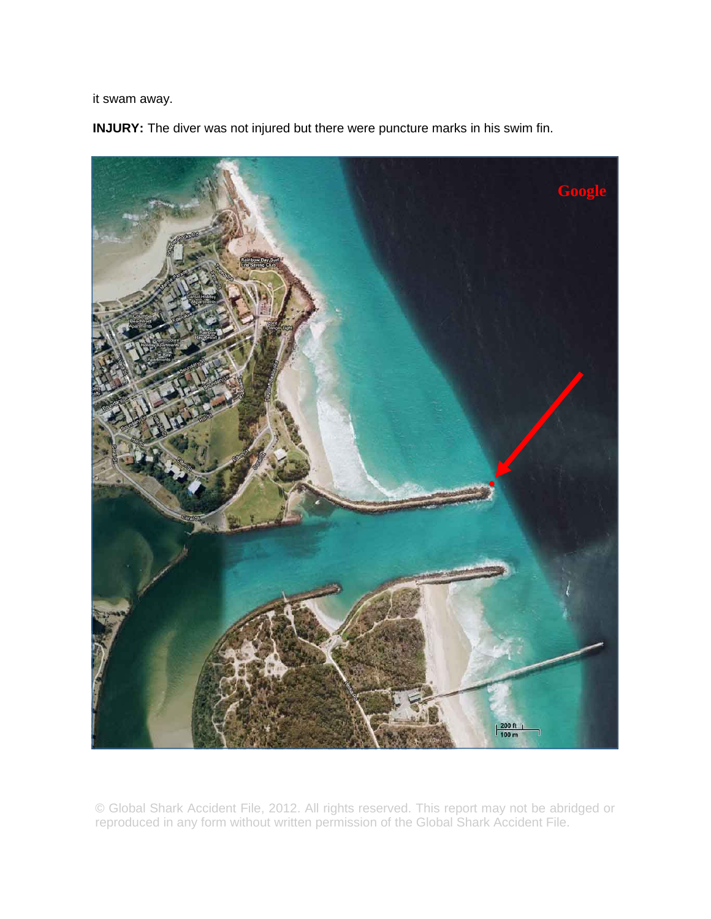it swam away.

**INJURY:** The diver was not injured but there were puncture marks in his swim fin.

© Global Shark Accident File, 2012. All rights reserved. This report may not be abridged or reproduced in any form without written permission of the Global Shark Accident File.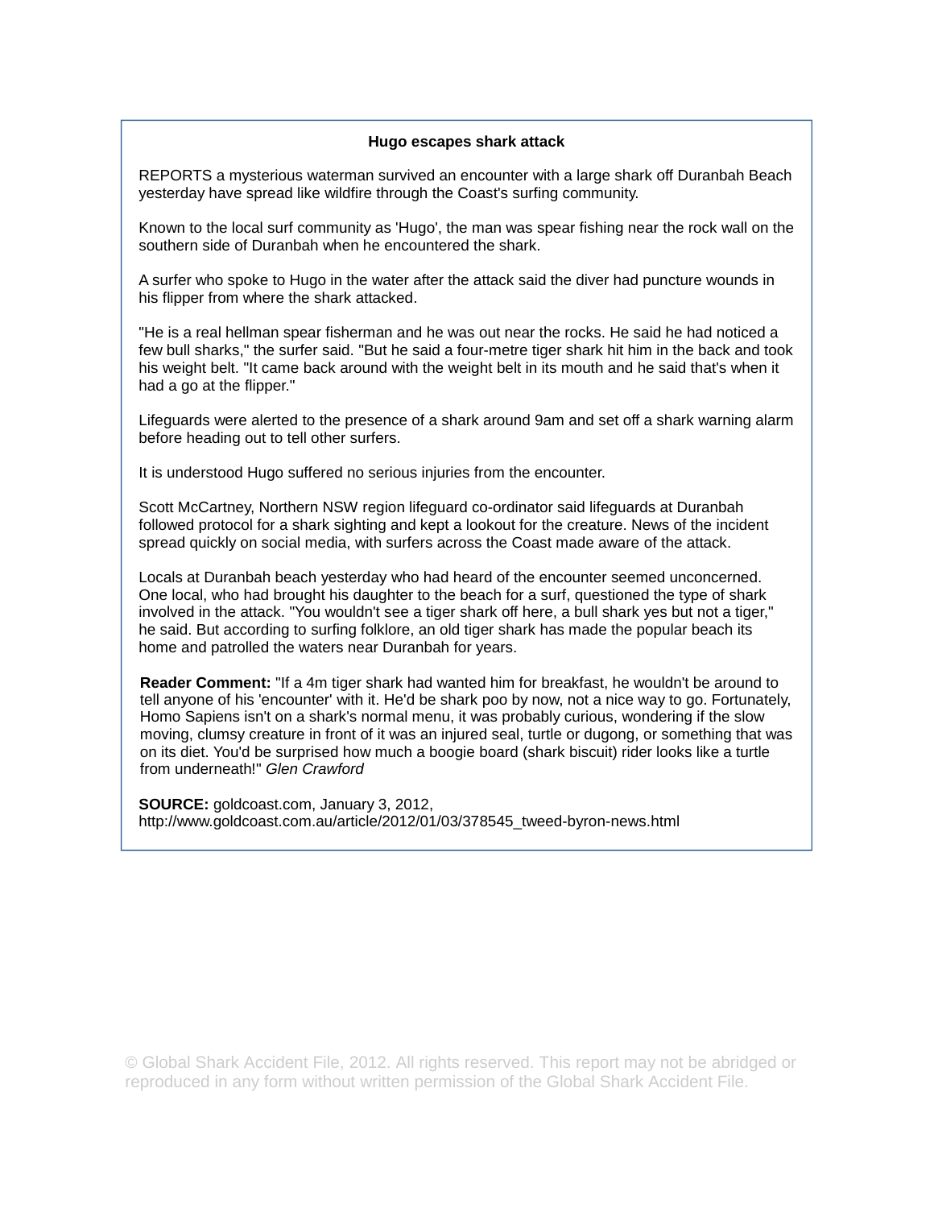## Hugo escapes shark attack

REPORTS a mysterious waterman survived an encounter with a large shark off Duranbah Beach yesterday have spread like wildfire through the Coast's surfing community.

Known to the local surf community as 'Hugo', the man was spear fishing near the rock wall on the southern side of Duranbah when he encountered the shark.

A surfer who spoke to Hugo in the water after the attack said the diver had puncture wounds in his flipper from where the shark attacked.

"He is a real hellman spear fisherman and he was out near the rocks. He said he had noticed a few bull sharks," the surfer said. "But he said a four-metre tiger shark hit him in the back and took his weight belt. "It came back around with the weight belt in its mouth and he said that's when it had a go at the flipper."

Lifeguards were alerted to the presence of a shark around 9am and set off a shark warning alarm before heading out to tell other surfers.

It is understood Hugo suffered no serious injuries from the encounter.

Scott McCartney, Northern NSW region lifeguard co-ordinator said lifeguards at Duranbah followed protocol for a shark sighting and kept a lookout for the creature. News of the incident spread quickly on social media, with surfers across the Coast made aware of the attack.

Locals at Duranbah beach yesterday who had heard of the encounter seemed unconcerned. One local, who had brought his daughter to the beach for a surf, questioned the type of shark involved in the attack. "You wouldn't see a tiger shark off here, a bull shark yes but not a tiger," he said. But according to surfing folklore, an old tiger shark has made the popular beach its home and patrolled the waters near Duranbah for years.

**Reader Comment:** "If a 4m tiger shark had wanted him for breakfast, he wouldn't be around to tell anyone of his 'encounter' with it. He'd be shark poo by now, not a nice way to go. Fortunately, Homo Sapiens isn't on a shark's normal menu, it was probably curious, wondering if the slow moving, clumsy creature in front of it was an injured seal, turtle or dugong, or something that was on its diet. You'd be surprised how much a boogie board (shark biscuit) rider looks like a turtle from underneath!" *Glen Crawford*

**SOURCE:** goldcoast.com, January 3, 2012, http://www.goldcoast.com.au/article/2012/01/03/378545_tweed-byron-news.html

© Global Shark Accident File, 2012. All rights reserved. This report may not be abridged or reproduced in any form without written permission of the Global Shark Accident File.